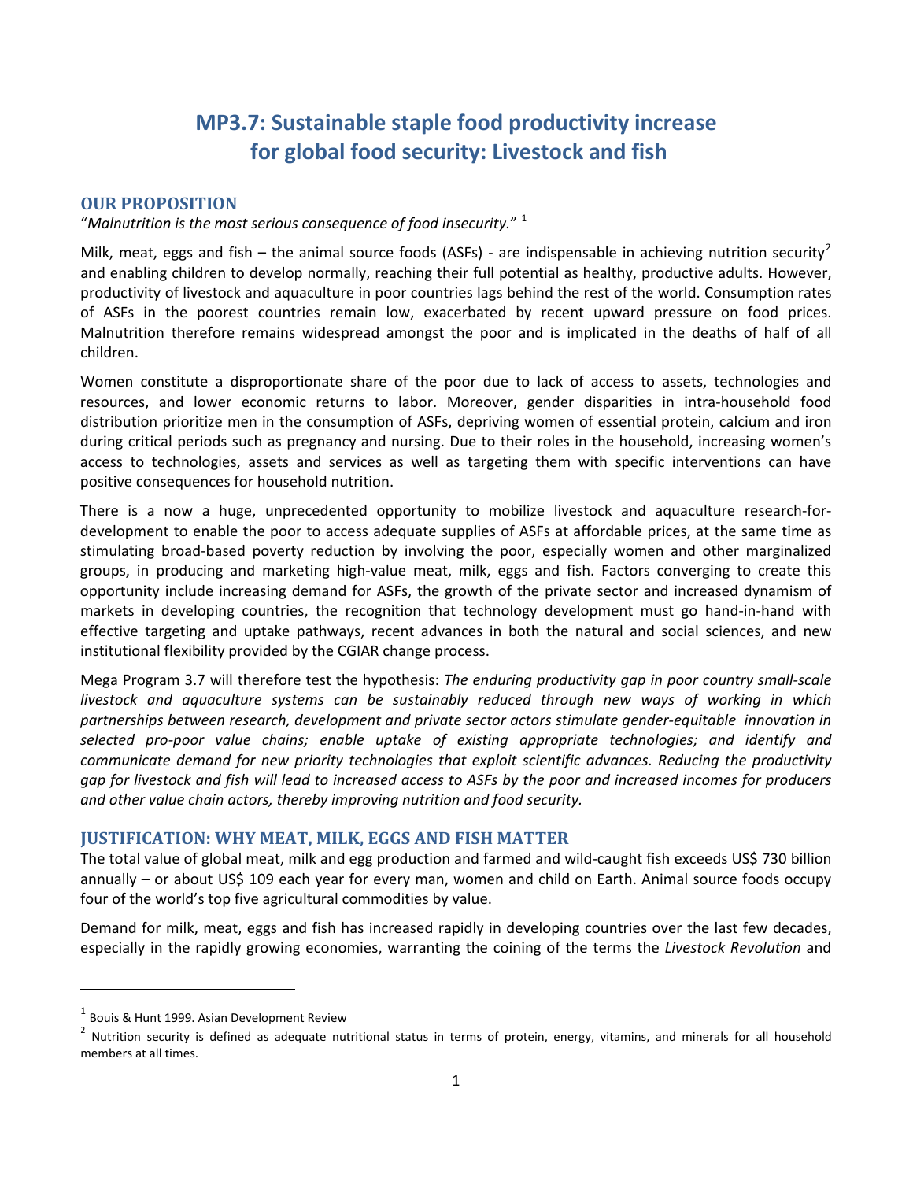# MP3.7: Sustainable staple food productivity increase for global food security: Livestock and fish

## OUR PROPOSITION

"*Malnutrition is the most serious consequence of food insecurity.*" [1]

Milk, meat, eggs and fish – the animal source foods (ASFs) - are indispensable in achieving nutrition security[2] and enabling children to develop normally, reaching their full potential as healthy, productive adults. However, productivity of livestock and aquaculture in poor countries lags behind the rest of the world. Consumption rates of ASFs in the poorest countries remain low, exacerbated by recent upward pressure on food prices. Malnutrition therefore remains widespread amongst the poor and is implicated in the deaths of half of all children.

Women constitute a disproportionate share of the poor due to lack of access to assets, technologies and resources, and lower economic returns to labor. Moreover, gender disparities in intra-household food distribution prioritize men in the consumption of ASFs, depriving women of essential protein, calcium and iron during critical periods such as pregnancy and nursing. Due to their roles in the household, increasing women's access to technologies, assets and services as well as targeting them with specific interventions can have positive consequences for household nutrition.

There is a now a huge, unprecedented opportunity to mobilize livestock and aquaculture research-for-development to enable the poor to access adequate supplies of ASFs at affordable prices, at the same time as stimulating broad-based poverty reduction by involving the poor, especially women and other marginalized groups, in producing and marketing high-value meat, milk, eggs and fish. Factors converging to create this opportunity include increasing demand for ASFs, the growth of the private sector and increased dynamism of markets in developing countries, the recognition that technology development must go hand-in-hand with effective targeting and uptake pathways, recent advances in both the natural and social sciences, and new institutional flexibility provided by the CGIAR change process.

Mega Program 3.7 will therefore test the hypothesis: *The enduring productivity gap in poor country small-scale livestock and aquaculture systems can be sustainably reduced through new ways of working in which partnerships between research, development and private sector actors stimulate gender-equitable innovation in selected pro-poor value chains; enable uptake of existing appropriate technologies; and identify and communicate demand for new priority technologies that exploit scientific advances. Reducing the productivity gap for livestock and fish will lead to increased access to ASFs by the poor and increased incomes for producers and other value chain actors, thereby improving nutrition and food security.*

## JUSTIFICATION: WHY MEAT, MILK, EGGS AND FISH MATTER

The total value of global meat, milk and egg production and farmed and wild-caught fish exceeds US$ 730 billion annually – or about US$ 109 each year for every man, women and child on Earth. Animal source foods occupy four of the world's top five agricultural commodities by value.

Demand for milk, meat, eggs and fish has increased rapidly in developing countries over the last few decades, especially in the rapidly growing economies, warranting the coining of the terms the *Livestock Revolution* and

---

[1] Bouis & Hunt 1999. Asian Development Review

[2] Nutrition security is defined as adequate nutritional status in terms of protein, energy, vitamins, and minerals for all household members at all times.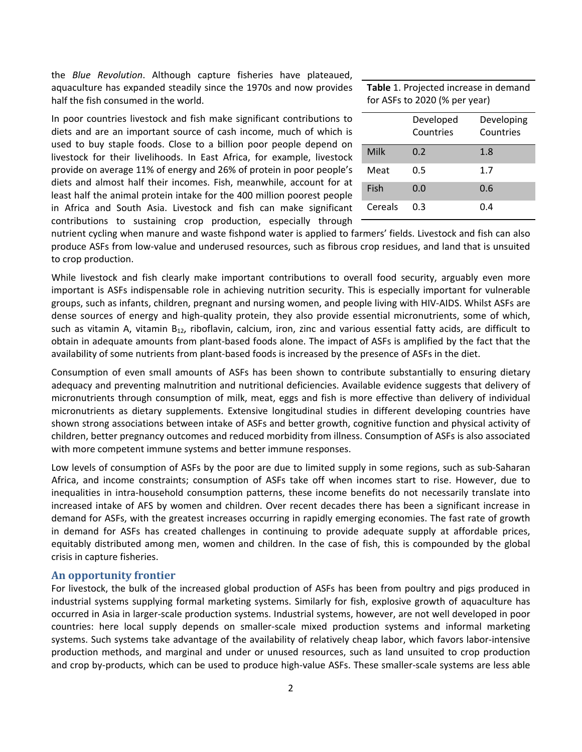the *Blue Revolution*. Although capture fisheries have plateaued, aquaculture has expanded steadily since the 1970s and now provides half the fish consumed in the world.

In poor countries livestock and fish make significant contributions to diets and are an important source of cash income, much of which is used to buy staple foods. Close to a billion poor people depend on livestock for their livelihoods. In East Africa, for example, livestock provide on average 11% of energy and 26% of protein in poor people's diets and almost half their incomes. Fish, meanwhile, account for at least half the animal protein intake for the 400 million poorest people in Africa and South Asia. Livestock and fish can make significant contributions to sustaining crop production, especially through nutrient cycling when manure and waste fishpond water is applied to farmers' fields. Livestock and fish can also produce ASFs from low-value and underused resources, such as fibrous crop residues, and land that is unsuited to crop production.

**Table** 1. Projected increase in demand for ASFs to 2020 (% per year)

| | Developed Countries | Developing Countries |
|---|---|---|
| Milk | 0.2 | 1.8 |
| Meat | 0.5 | 1.7 |
| Fish | 0.0 | 0.6 |
| Cereals | 0.3 | 0.4 |

While livestock and fish clearly make important contributions to overall food security, arguably even more important is ASFs indispensable role in achieving nutrition security. This is especially important for vulnerable groups, such as infants, children, pregnant and nursing women, and people living with HIV-AIDS. Whilst ASFs are dense sources of energy and high-quality protein, they also provide essential micronutrients, some of which, such as vitamin A, vitamin $B_{12}$, riboflavin, calcium, iron, zinc and various essential fatty acids, are difficult to obtain in adequate amounts from plant-based foods alone. The impact of ASFs is amplified by the fact that the availability of some nutrients from plant-based foods is increased by the presence of ASFs in the diet.

Consumption of even small amounts of ASFs has been shown to contribute substantially to ensuring dietary adequacy and preventing malnutrition and nutritional deficiencies. Available evidence suggests that delivery of micronutrients through consumption of milk, meat, eggs and fish is more effective than delivery of individual micronutrients as dietary supplements. Extensive longitudinal studies in different developing countries have shown strong associations between intake of ASFs and better growth, cognitive function and physical activity of children, better pregnancy outcomes and reduced morbidity from illness. Consumption of ASFs is also associated with more competent immune systems and better immune responses.

Low levels of consumption of ASFs by the poor are due to limited supply in some regions, such as sub-Saharan Africa, and income constraints; consumption of ASFs take off when incomes start to rise. However, due to inequalities in intra-household consumption patterns, these income benefits do not necessarily translate into increased intake of AFS by women and children. Over recent decades there has been a significant increase in demand for ASFs, with the greatest increases occurring in rapidly emerging economies. The fast rate of growth in demand for ASFs has created challenges in continuing to provide adequate supply at affordable prices, equitably distributed among men, women and children. In the case of fish, this is compounded by the global crisis in capture fisheries.

## An opportunity frontier

For livestock, the bulk of the increased global production of ASFs has been from poultry and pigs produced in industrial systems supplying formal marketing systems. Similarly for fish, explosive growth of aquaculture has occurred in Asia in larger-scale production systems. Industrial systems, however, are not well developed in poor countries: here local supply depends on smaller-scale mixed production systems and informal marketing systems. Such systems take advantage of the availability of relatively cheap labor, which favors labor-intensive production methods, and marginal and under or unused resources, such as land unsuited to crop production and crop by-products, which can be used to produce high-value ASFs. These smaller-scale systems are less able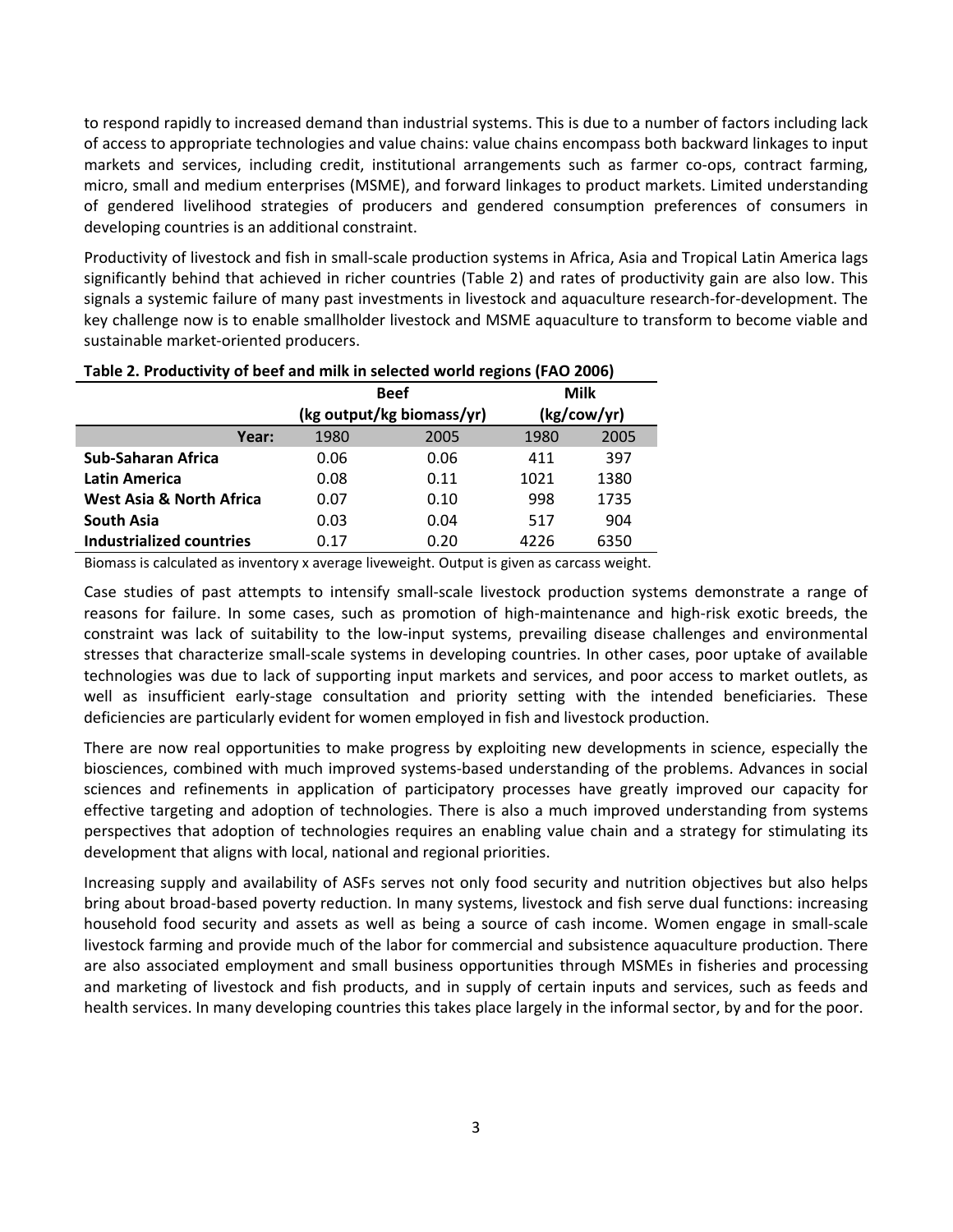to respond rapidly to increased demand than industrial systems. This is due to a number of factors including lack of access to appropriate technologies and value chains: value chains encompass both backward linkages to input markets and services, including credit, institutional arrangements such as farmer co-ops, contract farming, micro, small and medium enterprises (MSME), and forward linkages to product markets. Limited understanding of gendered livelihood strategies of producers and gendered consumption preferences of consumers in developing countries is an additional constraint.

Productivity of livestock and fish in small-scale production systems in Africa, Asia and Tropical Latin America lags significantly behind that achieved in richer countries (Table 2) and rates of productivity gain are also low. This signals a systemic failure of many past investments in livestock and aquaculture research-for-development. The key challenge now is to enable smallholder livestock and MSME aquaculture to transform to become viable and sustainable market-oriented producers.

**Table 2. Productivity of beef and milk in selected world regions (FAO 2006)**

| | Beef (kg output/kg biomass/yr) | | Milk (kg/cow/yr) | |
|---|---|---|---|---|
| **Year:** | 1980 | 2005 | 1980 | 2005 |
| **Sub-Saharan Africa** | 0.06 | 0.06 | 411 | 397 |
| **Latin America** | 0.08 | 0.11 | 1021 | 1380 |
| **West Asia & North Africa** | 0.07 | 0.10 | 998 | 1735 |
| **South Asia** | 0.03 | 0.04 | 517 | 904 |
| **Industrialized countries** | 0.17 | 0.20 | 4226 | 6350 |

Biomass is calculated as inventory x average liveweight. Output is given as carcass weight.

Case studies of past attempts to intensify small-scale livestock production systems demonstrate a range of reasons for failure. In some cases, such as promotion of high-maintenance and high-risk exotic breeds, the constraint was lack of suitability to the low-input systems, prevailing disease challenges and environmental stresses that characterize small-scale systems in developing countries. In other cases, poor uptake of available technologies was due to lack of supporting input markets and services, and poor access to market outlets, as well as insufficient early-stage consultation and priority setting with the intended beneficiaries. These deficiencies are particularly evident for women employed in fish and livestock production.

There are now real opportunities to make progress by exploiting new developments in science, especially the biosciences, combined with much improved systems-based understanding of the problems. Advances in social sciences and refinements in application of participatory processes have greatly improved our capacity for effective targeting and adoption of technologies. There is also a much improved understanding from systems perspectives that adoption of technologies requires an enabling value chain and a strategy for stimulating its development that aligns with local, national and regional priorities.

Increasing supply and availability of ASFs serves not only food security and nutrition objectives but also helps bring about broad-based poverty reduction. In many systems, livestock and fish serve dual functions: increasing household food security and assets as well as being a source of cash income. Women engage in small-scale livestock farming and provide much of the labor for commercial and subsistence aquaculture production. There are also associated employment and small business opportunities through MSMEs in fisheries and processing and marketing of livestock and fish products, and in supply of certain inputs and services, such as feeds and health services. In many developing countries this takes place largely in the informal sector, by and for the poor.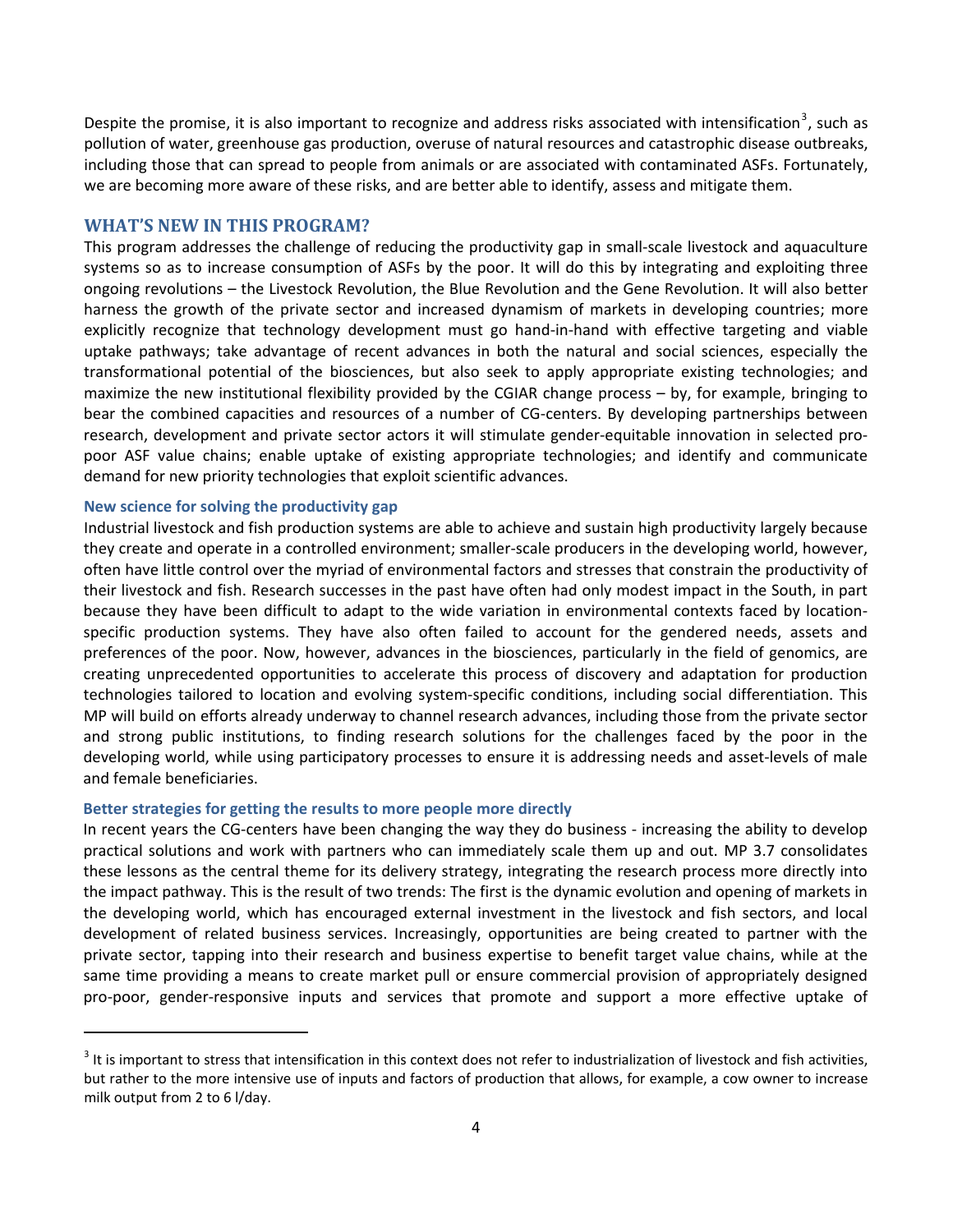Despite the promise, it is also important to recognize and address risks associated with intensification[3], such as pollution of water, greenhouse gas production, overuse of natural resources and catastrophic disease outbreaks, including those that can spread to people from animals or are associated with contaminated ASFs. Fortunately, we are becoming more aware of these risks, and are better able to identify, assess and mitigate them.

## WHAT'S NEW IN THIS PROGRAM?

This program addresses the challenge of reducing the productivity gap in small-scale livestock and aquaculture systems so as to increase consumption of ASFs by the poor. It will do this by integrating and exploiting three ongoing revolutions – the Livestock Revolution, the Blue Revolution and the Gene Revolution. It will also better harness the growth of the private sector and increased dynamism of markets in developing countries; more explicitly recognize that technology development must go hand-in-hand with effective targeting and viable uptake pathways; take advantage of recent advances in both the natural and social sciences, especially the transformational potential of the biosciences, but also seek to apply appropriate existing technologies; and maximize the new institutional flexibility provided by the CGIAR change process – by, for example, bringing to bear the combined capacities and resources of a number of CG-centers. By developing partnerships between research, development and private sector actors it will stimulate gender-equitable innovation in selected pro-poor ASF value chains; enable uptake of existing appropriate technologies; and identify and communicate demand for new priority technologies that exploit scientific advances.

### New science for solving the productivity gap

Industrial livestock and fish production systems are able to achieve and sustain high productivity largely because they create and operate in a controlled environment; smaller-scale producers in the developing world, however, often have little control over the myriad of environmental factors and stresses that constrain the productivity of their livestock and fish. Research successes in the past have often had only modest impact in the South, in part because they have been difficult to adapt to the wide variation in environmental contexts faced by location-specific production systems. They have also often failed to account for the gendered needs, assets and preferences of the poor. Now, however, advances in the biosciences, particularly in the field of genomics, are creating unprecedented opportunities to accelerate this process of discovery and adaptation for production technologies tailored to location and evolving system-specific conditions, including social differentiation. This MP will build on efforts already underway to channel research advances, including those from the private sector and strong public institutions, to finding research solutions for the challenges faced by the poor in the developing world, while using participatory processes to ensure it is addressing needs and asset-levels of male and female beneficiaries.

### Better strategies for getting the results to more people more directly

In recent years the CG-centers have been changing the way they do business - increasing the ability to develop practical solutions and work with partners who can immediately scale them up and out. MP 3.7 consolidates these lessons as the central theme for its delivery strategy, integrating the research process more directly into the impact pathway. This is the result of two trends: The first is the dynamic evolution and opening of markets in the developing world, which has encouraged external investment in the livestock and fish sectors, and local development of related business services. Increasingly, opportunities are being created to partner with the private sector, tapping into their research and business expertise to benefit target value chains, while at the same time providing a means to create market pull or ensure commercial provision of appropriately designed pro-poor, gender-responsive inputs and services that promote and support a more effective uptake of

[3] It is important to stress that intensification in this context does not refer to industrialization of livestock and fish activities, but rather to the more intensive use of inputs and factors of production that allows, for example, a cow owner to increase milk output from 2 to 6 l/day.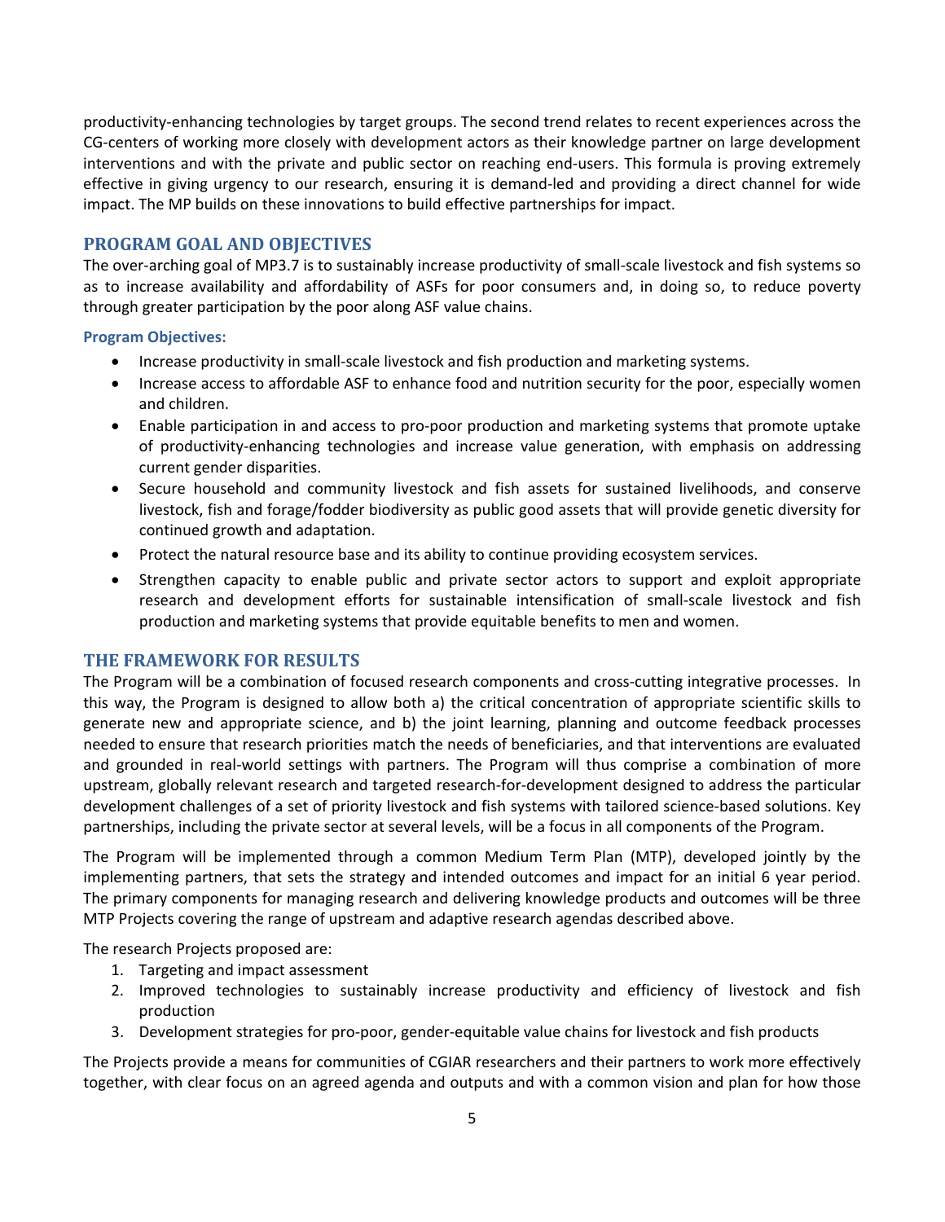productivity-enhancing technologies by target groups. The second trend relates to recent experiences across the CG-centers of working more closely with development actors as their knowledge partner on large development interventions and with the private and public sector on reaching end-users. This formula is proving extremely effective in giving urgency to our research, ensuring it is demand-led and providing a direct channel for wide impact. The MP builds on these innovations to build effective partnerships for impact.

## PROGRAM GOAL AND OBJECTIVES

The over-arching goal of MP3.7 is to sustainably increase productivity of small-scale livestock and fish systems so as to increase availability and affordability of ASFs for poor consumers and, in doing so, to reduce poverty through greater participation by the poor along ASF value chains.

### Program Objectives:

- Increase productivity in small-scale livestock and fish production and marketing systems.
- Increase access to affordable ASF to enhance food and nutrition security for the poor, especially women and children.
- Enable participation in and access to pro-poor production and marketing systems that promote uptake of productivity-enhancing technologies and increase value generation, with emphasis on addressing current gender disparities.
- Secure household and community livestock and fish assets for sustained livelihoods, and conserve livestock, fish and forage/fodder biodiversity as public good assets that will provide genetic diversity for continued growth and adaptation.
- Protect the natural resource base and its ability to continue providing ecosystem services.
- Strengthen capacity to enable public and private sector actors to support and exploit appropriate research and development efforts for sustainable intensification of small-scale livestock and fish production and marketing systems that provide equitable benefits to men and women.

## THE FRAMEWORK FOR RESULTS

The Program will be a combination of focused research components and cross-cutting integrative processes. In this way, the Program is designed to allow both a) the critical concentration of appropriate scientific skills to generate new and appropriate science, and b) the joint learning, planning and outcome feedback processes needed to ensure that research priorities match the needs of beneficiaries, and that interventions are evaluated and grounded in real-world settings with partners. The Program will thus comprise a combination of more upstream, globally relevant research and targeted research-for-development designed to address the particular development challenges of a set of priority livestock and fish systems with tailored science-based solutions. Key partnerships, including the private sector at several levels, will be a focus in all components of the Program.

The Program will be implemented through a common Medium Term Plan (MTP), developed jointly by the implementing partners, that sets the strategy and intended outcomes and impact for an initial 6 year period. The primary components for managing research and delivering knowledge products and outcomes will be three MTP Projects covering the range of upstream and adaptive research agendas described above.

The research Projects proposed are:

1. Targeting and impact assessment
2. Improved technologies to sustainably increase productivity and efficiency of livestock and fish production
3. Development strategies for pro-poor, gender-equitable value chains for livestock and fish products

The Projects provide a means for communities of CGIAR researchers and their partners to work more effectively together, with clear focus on an agreed agenda and outputs and with a common vision and plan for how those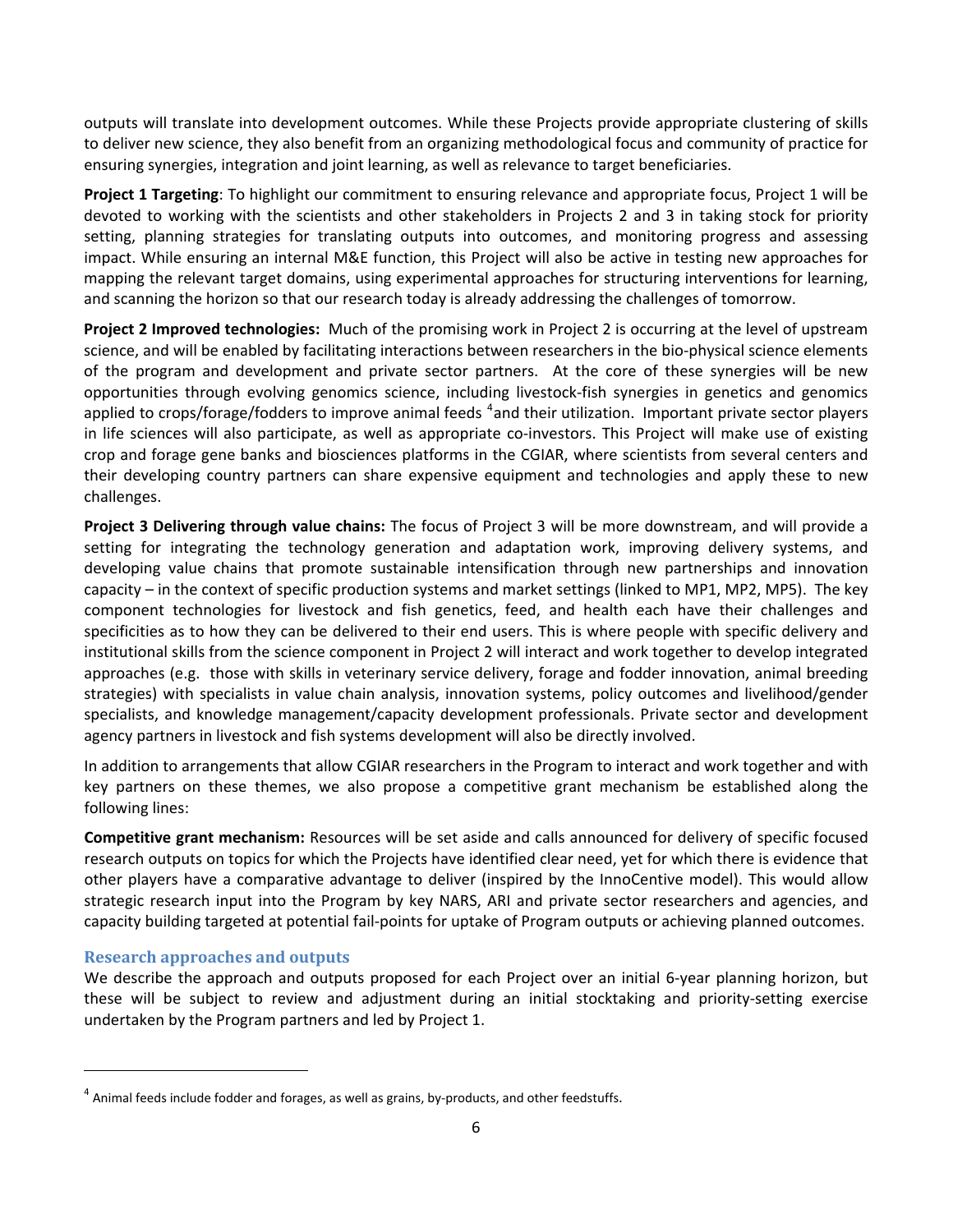outputs will translate into development outcomes. While these Projects provide appropriate clustering of skills to deliver new science, they also benefit from an organizing methodological focus and community of practice for ensuring synergies, integration and joint learning, as well as relevance to target beneficiaries.

**Project 1 Targeting**: To highlight our commitment to ensuring relevance and appropriate focus, Project 1 will be devoted to working with the scientists and other stakeholders in Projects 2 and 3 in taking stock for priority setting, planning strategies for translating outputs into outcomes, and monitoring progress and assessing impact. While ensuring an internal M&E function, this Project will also be active in testing new approaches for mapping the relevant target domains, using experimental approaches for structuring interventions for learning, and scanning the horizon so that our research today is already addressing the challenges of tomorrow.

**Project 2 Improved technologies:** Much of the promising work in Project 2 is occurring at the level of upstream science, and will be enabled by facilitating interactions between researchers in the bio-physical science elements of the program and development and private sector partners. At the core of these synergies will be new opportunities through evolving genomics science, including livestock-fish synergies in genetics and genomics applied to crops/forage/fodders to improve animal feeds [4] and their utilization. Important private sector players in life sciences will also participate, as well as appropriate co-investors. This Project will make use of existing crop and forage gene banks and biosciences platforms in the CGIAR, where scientists from several centers and their developing country partners can share expensive equipment and technologies and apply these to new challenges.

**Project 3 Delivering through value chains:** The focus of Project 3 will be more downstream, and will provide a setting for integrating the technology generation and adaptation work, improving delivery systems, and developing value chains that promote sustainable intensification through new partnerships and innovation capacity – in the context of specific production systems and market settings (linked to MP1, MP2, MP5). The key component technologies for livestock and fish genetics, feed, and health each have their challenges and specificities as to how they can be delivered to their end users. This is where people with specific delivery and institutional skills from the science component in Project 2 will interact and work together to develop integrated approaches (e.g. those with skills in veterinary service delivery, forage and fodder innovation, animal breeding strategies) with specialists in value chain analysis, innovation systems, policy outcomes and livelihood/gender specialists, and knowledge management/capacity development professionals. Private sector and development agency partners in livestock and fish systems development will also be directly involved.

In addition to arrangements that allow CGIAR researchers in the Program to interact and work together and with key partners on these themes, we also propose a competitive grant mechanism be established along the following lines:

**Competitive grant mechanism:** Resources will be set aside and calls announced for delivery of specific focused research outputs on topics for which the Projects have identified clear need, yet for which there is evidence that other players have a comparative advantage to deliver (inspired by the InnoCentive model). This would allow strategic research input into the Program by key NARS, ARI and private sector researchers and agencies, and capacity building targeted at potential fail-points for uptake of Program outputs or achieving planned outcomes.

### Research approaches and outputs

We describe the approach and outputs proposed for each Project over an initial 6-year planning horizon, but these will be subject to review and adjustment during an initial stocktaking and priority-setting exercise undertaken by the Program partners and led by Project 1.

---

[4] Animal feeds include fodder and forages, as well as grains, by-products, and other feedstuffs.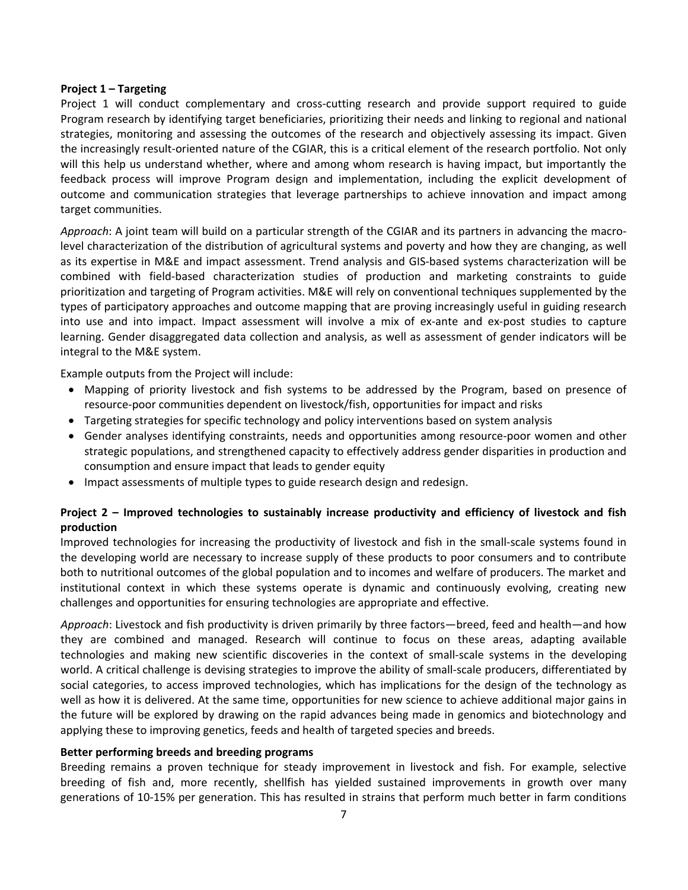**Project 1 – Targeting**

Project 1 will conduct complementary and cross-cutting research and provide support required to guide Program research by identifying target beneficiaries, prioritizing their needs and linking to regional and national strategies, monitoring and assessing the outcomes of the research and objectively assessing its impact. Given the increasingly result-oriented nature of the CGIAR, this is a critical element of the research portfolio. Not only will this help us understand whether, where and among whom research is having impact, but importantly the feedback process will improve Program design and implementation, including the explicit development of outcome and communication strategies that leverage partnerships to achieve innovation and impact among target communities.

*Approach*: A joint team will build on a particular strength of the CGIAR and its partners in advancing the macro-level characterization of the distribution of agricultural systems and poverty and how they are changing, as well as its expertise in M&E and impact assessment. Trend analysis and GIS-based systems characterization will be combined with field-based characterization studies of production and marketing constraints to guide prioritization and targeting of Program activities. M&E will rely on conventional techniques supplemented by the types of participatory approaches and outcome mapping that are proving increasingly useful in guiding research into use and into impact. Impact assessment will involve a mix of ex-ante and ex-post studies to capture learning. Gender disaggregated data collection and analysis, as well as assessment of gender indicators will be integral to the M&E system.

Example outputs from the Project will include:

- Mapping of priority livestock and fish systems to be addressed by the Program, based on presence of resource-poor communities dependent on livestock/fish, opportunities for impact and risks
- Targeting strategies for specific technology and policy interventions based on system analysis
- Gender analyses identifying constraints, needs and opportunities among resource-poor women and other strategic populations, and strengthened capacity to effectively address gender disparities in production and consumption and ensure impact that leads to gender equity
- Impact assessments of multiple types to guide research design and redesign.

**Project 2 – Improved technologies to sustainably increase productivity and efficiency of livestock and fish production**

Improved technologies for increasing the productivity of livestock and fish in the small-scale systems found in the developing world are necessary to increase supply of these products to poor consumers and to contribute both to nutritional outcomes of the global population and to incomes and welfare of producers. The market and institutional context in which these systems operate is dynamic and continuously evolving, creating new challenges and opportunities for ensuring technologies are appropriate and effective.

*Approach*: Livestock and fish productivity is driven primarily by three factors—breed, feed and health—and how they are combined and managed. Research will continue to focus on these areas, adapting available technologies and making new scientific discoveries in the context of small-scale systems in the developing world. A critical challenge is devising strategies to improve the ability of small-scale producers, differentiated by social categories, to access improved technologies, which has implications for the design of the technology as well as how it is delivered. At the same time, opportunities for new science to achieve additional major gains in the future will be explored by drawing on the rapid advances being made in genomics and biotechnology and applying these to improving genetics, feeds and health of targeted species and breeds.

**Better performing breeds and breeding programs**

Breeding remains a proven technique for steady improvement in livestock and fish. For example, selective breeding of fish and, more recently, shellfish has yielded sustained improvements in growth over many generations of 10-15% per generation. This has resulted in strains that perform much better in farm conditions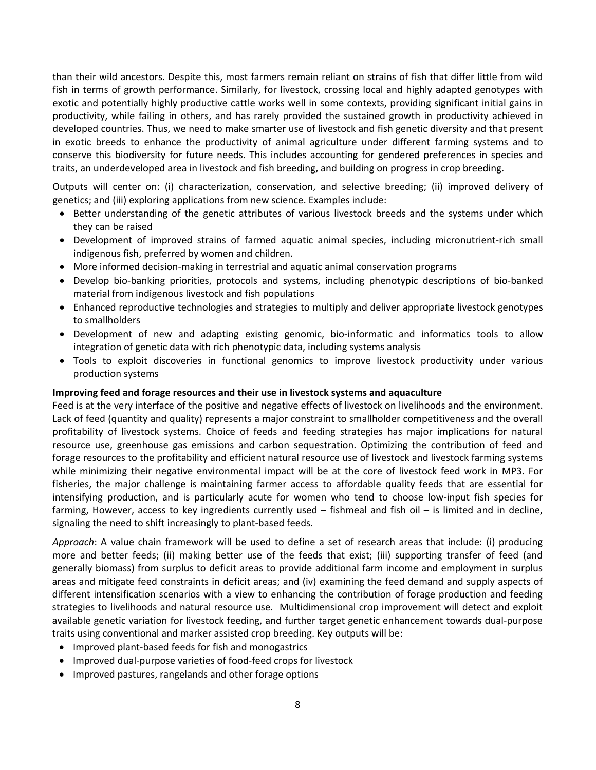than their wild ancestors. Despite this, most farmers remain reliant on strains of fish that differ little from wild fish in terms of growth performance. Similarly, for livestock, crossing local and highly adapted genotypes with exotic and potentially highly productive cattle works well in some contexts, providing significant initial gains in productivity, while failing in others, and has rarely provided the sustained growth in productivity achieved in developed countries. Thus, we need to make smarter use of livestock and fish genetic diversity and that present in exotic breeds to enhance the productivity of animal agriculture under different farming systems and to conserve this biodiversity for future needs. This includes accounting for gendered preferences in species and traits, an underdeveloped area in livestock and fish breeding, and building on progress in crop breeding.

Outputs will center on: (i) characterization, conservation, and selective breeding; (ii) improved delivery of genetics; and (iii) exploring applications from new science. Examples include:

- Better understanding of the genetic attributes of various livestock breeds and the systems under which they can be raised
- Development of improved strains of farmed aquatic animal species, including micronutrient-rich small indigenous fish, preferred by women and children.
- More informed decision-making in terrestrial and aquatic animal conservation programs
- Develop bio-banking priorities, protocols and systems, including phenotypic descriptions of bio-banked material from indigenous livestock and fish populations
- Enhanced reproductive technologies and strategies to multiply and deliver appropriate livestock genotypes to smallholders
- Development of new and adapting existing genomic, bio-informatic and informatics tools to allow integration of genetic data with rich phenotypic data, including systems analysis
- Tools to exploit discoveries in functional genomics to improve livestock productivity under various production systems

**Improving feed and forage resources and their use in livestock systems and aquaculture**

Feed is at the very interface of the positive and negative effects of livestock on livelihoods and the environment. Lack of feed (quantity and quality) represents a major constraint to smallholder competitiveness and the overall profitability of livestock systems. Choice of feeds and feeding strategies has major implications for natural resource use, greenhouse gas emissions and carbon sequestration. Optimizing the contribution of feed and forage resources to the profitability and efficient natural resource use of livestock and livestock farming systems while minimizing their negative environmental impact will be at the core of livestock feed work in MP3. For fisheries, the major challenge is maintaining farmer access to affordable quality feeds that are essential for intensifying production, and is particularly acute for women who tend to choose low-input fish species for farming, However, access to key ingredients currently used – fishmeal and fish oil – is limited and in decline, signaling the need to shift increasingly to plant-based feeds.

*Approach*: A value chain framework will be used to define a set of research areas that include: (i) producing more and better feeds; (ii) making better use of the feeds that exist; (iii) supporting transfer of feed (and generally biomass) from surplus to deficit areas to provide additional farm income and employment in surplus areas and mitigate feed constraints in deficit areas; and (iv) examining the feed demand and supply aspects of different intensification scenarios with a view to enhancing the contribution of forage production and feeding strategies to livelihoods and natural resource use. Multidimensional crop improvement will detect and exploit available genetic variation for livestock feeding, and further target genetic enhancement towards dual-purpose traits using conventional and marker assisted crop breeding. Key outputs will be:

- Improved plant-based feeds for fish and monogastrics
- Improved dual-purpose varieties of food-feed crops for livestock
- Improved pastures, rangelands and other forage options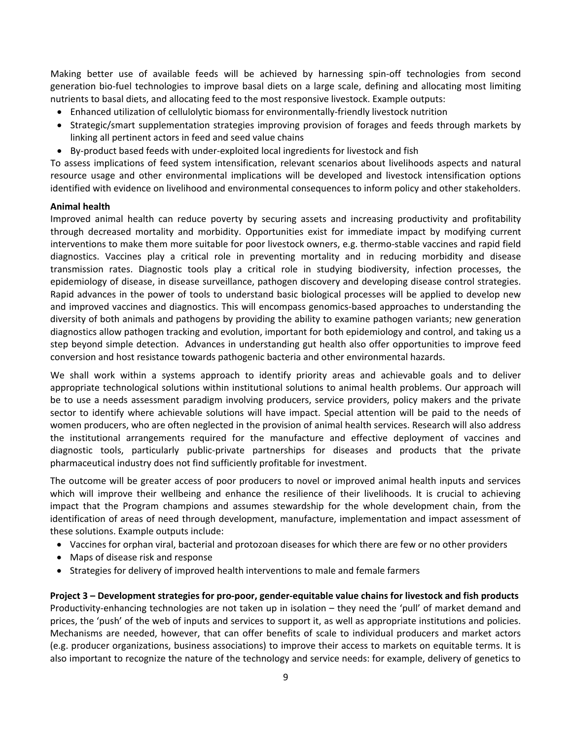Making better use of available feeds will be achieved by harnessing spin-off technologies from second generation bio-fuel technologies to improve basal diets on a large scale, defining and allocating most limiting nutrients to basal diets, and allocating feed to the most responsive livestock. Example outputs:

- Enhanced utilization of cellulolytic biomass for environmentally-friendly livestock nutrition
- Strategic/smart supplementation strategies improving provision of forages and feeds through markets by linking all pertinent actors in feed and seed value chains
- By-product based feeds with under-exploited local ingredients for livestock and fish

To assess implications of feed system intensification, relevant scenarios about livelihoods aspects and natural resource usage and other environmental implications will be developed and livestock intensification options identified with evidence on livelihood and environmental consequences to inform policy and other stakeholders.

**Animal health**

Improved animal health can reduce poverty by securing assets and increasing productivity and profitability through decreased mortality and morbidity. Opportunities exist for immediate impact by modifying current interventions to make them more suitable for poor livestock owners, e.g. thermo-stable vaccines and rapid field diagnostics. Vaccines play a critical role in preventing mortality and in reducing morbidity and disease transmission rates. Diagnostic tools play a critical role in studying biodiversity, infection processes, the epidemiology of disease, in disease surveillance, pathogen discovery and developing disease control strategies. Rapid advances in the power of tools to understand basic biological processes will be applied to develop new and improved vaccines and diagnostics. This will encompass genomics-based approaches to understanding the diversity of both animals and pathogens by providing the ability to examine pathogen variants; new generation diagnostics allow pathogen tracking and evolution, important for both epidemiology and control, and taking us a step beyond simple detection. Advances in understanding gut health also offer opportunities to improve feed conversion and host resistance towards pathogenic bacteria and other environmental hazards.

We shall work within a systems approach to identify priority areas and achievable goals and to deliver appropriate technological solutions within institutional solutions to animal health problems. Our approach will be to use a needs assessment paradigm involving producers, service providers, policy makers and the private sector to identify where achievable solutions will have impact. Special attention will be paid to the needs of women producers, who are often neglected in the provision of animal health services. Research will also address the institutional arrangements required for the manufacture and effective deployment of vaccines and diagnostic tools, particularly public-private partnerships for diseases and products that the private pharmaceutical industry does not find sufficiently profitable for investment.

The outcome will be greater access of poor producers to novel or improved animal health inputs and services which will improve their wellbeing and enhance the resilience of their livelihoods. It is crucial to achieving impact that the Program champions and assumes stewardship for the whole development chain, from the identification of areas of need through development, manufacture, implementation and impact assessment of these solutions. Example outputs include:

- Vaccines for orphan viral, bacterial and protozoan diseases for which there are few or no other providers
- Maps of disease risk and response
- Strategies for delivery of improved health interventions to male and female farmers

**Project 3 – Development strategies for pro-poor, gender-equitable value chains for livestock and fish products**

Productivity-enhancing technologies are not taken up in isolation – they need the 'pull' of market demand and prices, the 'push' of the web of inputs and services to support it, as well as appropriate institutions and policies. Mechanisms are needed, however, that can offer benefits of scale to individual producers and market actors (e.g. producer organizations, business associations) to improve their access to markets on equitable terms. It is also important to recognize the nature of the technology and service needs: for example, delivery of genetics to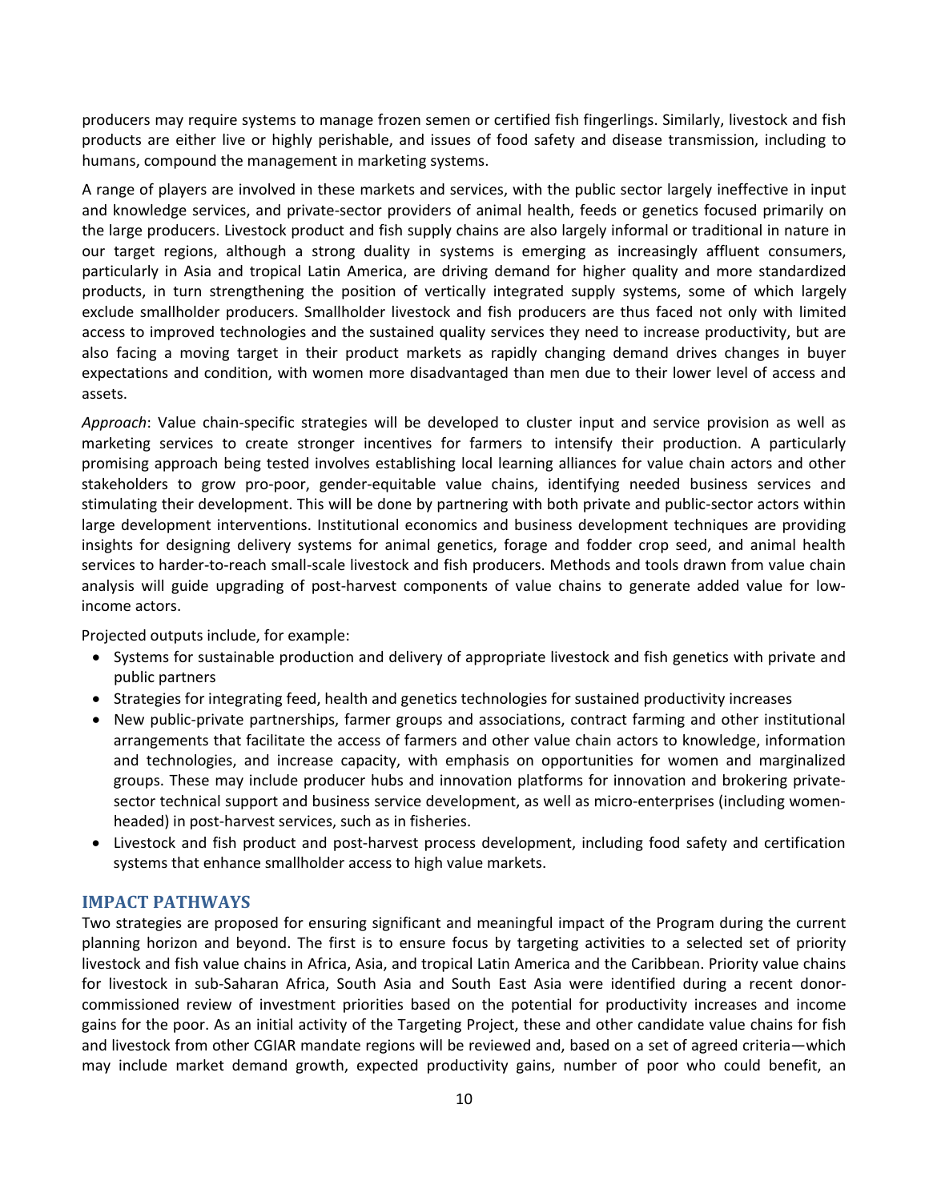producers may require systems to manage frozen semen or certified fish fingerlings. Similarly, livestock and fish products are either live or highly perishable, and issues of food safety and disease transmission, including to humans, compound the management in marketing systems.

A range of players are involved in these markets and services, with the public sector largely ineffective in input and knowledge services, and private-sector providers of animal health, feeds or genetics focused primarily on the large producers. Livestock product and fish supply chains are also largely informal or traditional in nature in our target regions, although a strong duality in systems is emerging as increasingly affluent consumers, particularly in Asia and tropical Latin America, are driving demand for higher quality and more standardized products, in turn strengthening the position of vertically integrated supply systems, some of which largely exclude smallholder producers. Smallholder livestock and fish producers are thus faced not only with limited access to improved technologies and the sustained quality services they need to increase productivity, but are also facing a moving target in their product markets as rapidly changing demand drives changes in buyer expectations and condition, with women more disadvantaged than men due to their lower level of access and assets.

*Approach*: Value chain-specific strategies will be developed to cluster input and service provision as well as marketing services to create stronger incentives for farmers to intensify their production. A particularly promising approach being tested involves establishing local learning alliances for value chain actors and other stakeholders to grow pro-poor, gender-equitable value chains, identifying needed business services and stimulating their development. This will be done by partnering with both private and public-sector actors within large development interventions. Institutional economics and business development techniques are providing insights for designing delivery systems for animal genetics, forage and fodder crop seed, and animal health services to harder-to-reach small-scale livestock and fish producers. Methods and tools drawn from value chain analysis will guide upgrading of post-harvest components of value chains to generate added value for low-income actors.

Projected outputs include, for example:

- Systems for sustainable production and delivery of appropriate livestock and fish genetics with private and public partners
- Strategies for integrating feed, health and genetics technologies for sustained productivity increases
- New public-private partnerships, farmer groups and associations, contract farming and other institutional arrangements that facilitate the access of farmers and other value chain actors to knowledge, information and technologies, and increase capacity, with emphasis on opportunities for women and marginalized groups. These may include producer hubs and innovation platforms for innovation and brokering private-sector technical support and business service development, as well as micro-enterprises (including women-headed) in post-harvest services, such as in fisheries.
- Livestock and fish product and post-harvest process development, including food safety and certification systems that enhance smallholder access to high value markets.

## IMPACT PATHWAYS

Two strategies are proposed for ensuring significant and meaningful impact of the Program during the current planning horizon and beyond. The first is to ensure focus by targeting activities to a selected set of priority livestock and fish value chains in Africa, Asia, and tropical Latin America and the Caribbean. Priority value chains for livestock in sub-Saharan Africa, South Asia and South East Asia were identified during a recent donor-commissioned review of investment priorities based on the potential for productivity increases and income gains for the poor. As an initial activity of the Targeting Project, these and other candidate value chains for fish and livestock from other CGIAR mandate regions will be reviewed and, based on a set of agreed criteria—which may include market demand growth, expected productivity gains, number of poor who could benefit, an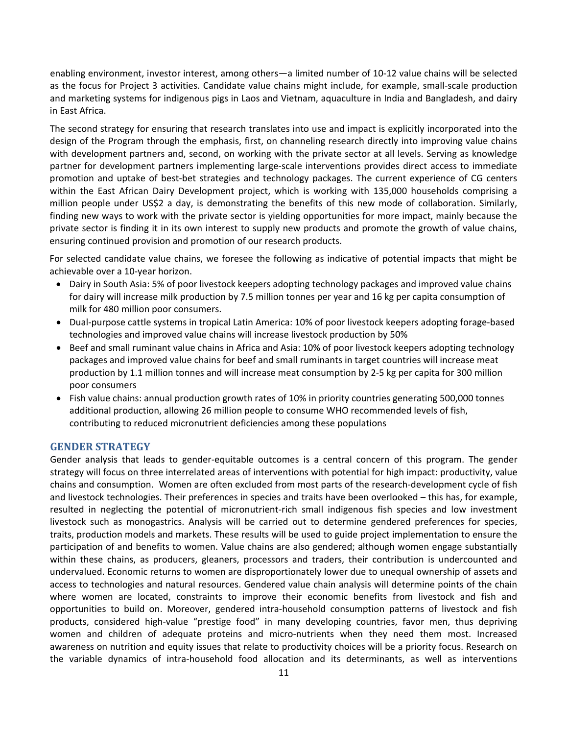enabling environment, investor interest, among others—a limited number of 10-12 value chains will be selected as the focus for Project 3 activities. Candidate value chains might include, for example, small-scale production and marketing systems for indigenous pigs in Laos and Vietnam, aquaculture in India and Bangladesh, and dairy in East Africa.

The second strategy for ensuring that research translates into use and impact is explicitly incorporated into the design of the Program through the emphasis, first, on channeling research directly into improving value chains with development partners and, second, on working with the private sector at all levels. Serving as knowledge partner for development partners implementing large-scale interventions provides direct access to immediate promotion and uptake of best-bet strategies and technology packages. The current experience of CG centers within the East African Dairy Development project, which is working with 135,000 households comprising a million people under US$2 a day, is demonstrating the benefits of this new mode of collaboration. Similarly, finding new ways to work with the private sector is yielding opportunities for more impact, mainly because the private sector is finding it in its own interest to supply new products and promote the growth of value chains, ensuring continued provision and promotion of our research products.

For selected candidate value chains, we foresee the following as indicative of potential impacts that might be achievable over a 10-year horizon.

- Dairy in South Asia: 5% of poor livestock keepers adopting technology packages and improved value chains for dairy will increase milk production by 7.5 million tonnes per year and 16 kg per capita consumption of milk for 480 million poor consumers.
- Dual-purpose cattle systems in tropical Latin America: 10% of poor livestock keepers adopting forage-based technologies and improved value chains will increase livestock production by 50%
- Beef and small ruminant value chains in Africa and Asia: 10% of poor livestock keepers adopting technology packages and improved value chains for beef and small ruminants in target countries will increase meat production by 1.1 million tonnes and will increase meat consumption by 2-5 kg per capita for 300 million poor consumers
- Fish value chains: annual production growth rates of 10% in priority countries generating 500,000 tonnes additional production, allowing 26 million people to consume WHO recommended levels of fish, contributing to reduced micronutrient deficiencies among these populations

## GENDER STRATEGY

Gender analysis that leads to gender-equitable outcomes is a central concern of this program. The gender strategy will focus on three interrelated areas of interventions with potential for high impact: productivity, value chains and consumption. Women are often excluded from most parts of the research-development cycle of fish and livestock technologies. Their preferences in species and traits have been overlooked – this has, for example, resulted in neglecting the potential of micronutrient-rich small indigenous fish species and low investment livestock such as monogastrics. Analysis will be carried out to determine gendered preferences for species, traits, production models and markets. These results will be used to guide project implementation to ensure the participation of and benefits to women. Value chains are also gendered; although women engage substantially within these chains, as producers, gleaners, processors and traders, their contribution is undercounted and undervalued. Economic returns to women are disproportionately lower due to unequal ownership of assets and access to technologies and natural resources. Gendered value chain analysis will determine points of the chain where women are located, constraints to improve their economic benefits from livestock and fish and opportunities to build on. Moreover, gendered intra-household consumption patterns of livestock and fish products, considered high-value "prestige food" in many developing countries, favor men, thus depriving women and children of adequate proteins and micro-nutrients when they need them most. Increased awareness on nutrition and equity issues that relate to productivity choices will be a priority focus. Research on the variable dynamics of intra-household food allocation and its determinants, as well as interventions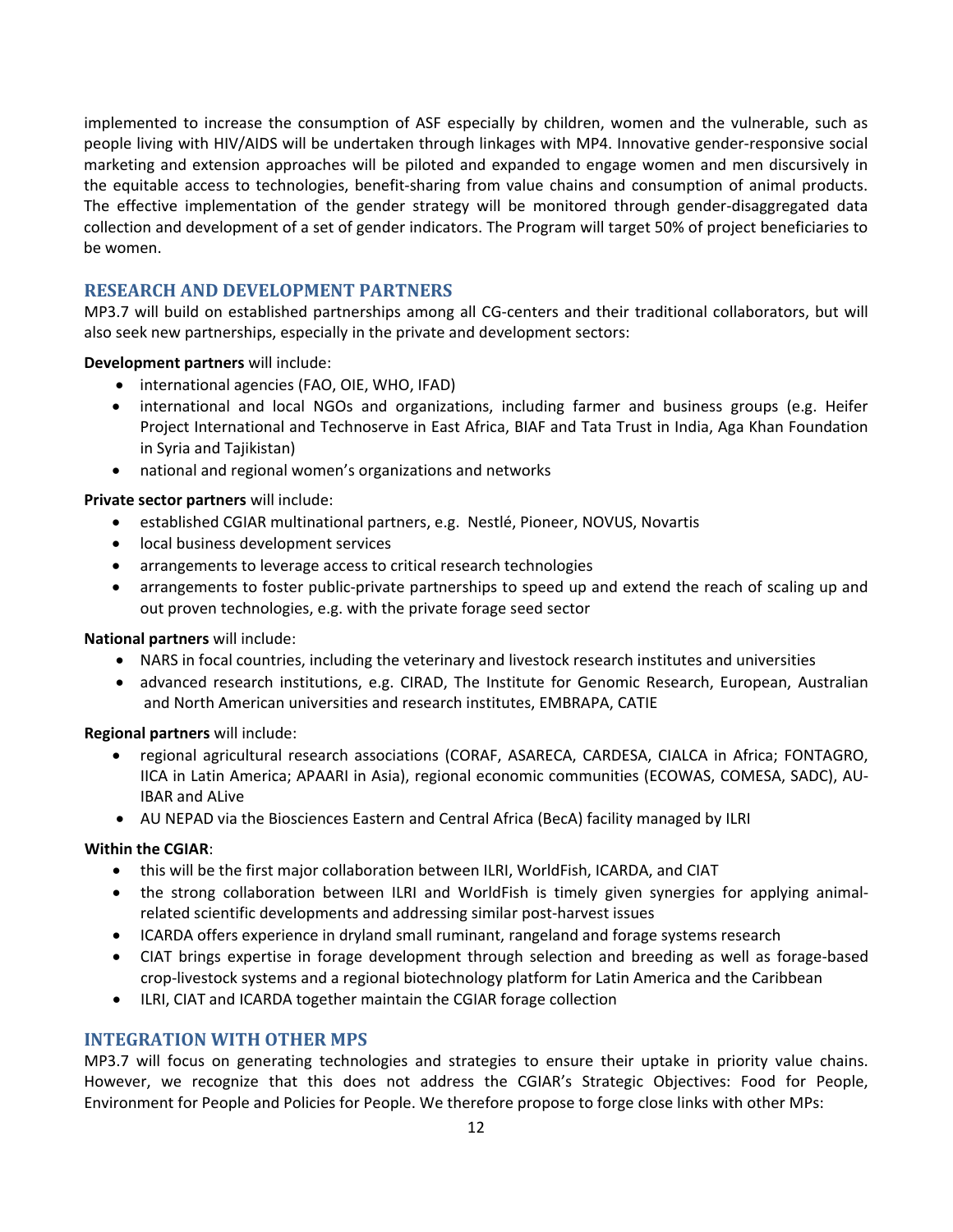implemented to increase the consumption of ASF especially by children, women and the vulnerable, such as people living with HIV/AIDS will be undertaken through linkages with MP4. Innovative gender-responsive social marketing and extension approaches will be piloted and expanded to engage women and men discursively in the equitable access to technologies, benefit-sharing from value chains and consumption of animal products. The effective implementation of the gender strategy will be monitored through gender-disaggregated data collection and development of a set of gender indicators. The Program will target 50% of project beneficiaries to be women.

## RESEARCH AND DEVELOPMENT PARTNERS

MP3.7 will build on established partnerships among all CG-centers and their traditional collaborators, but will also seek new partnerships, especially in the private and development sectors:

**Development partners** will include:

- international agencies (FAO, OIE, WHO, IFAD)
- international and local NGOs and organizations, including farmer and business groups (e.g. Heifer Project International and Technoserve in East Africa, BIAF and Tata Trust in India, Aga Khan Foundation in Syria and Tajikistan)
- national and regional women's organizations and networks

**Private sector partners** will include:

- established CGIAR multinational partners, e.g. Nestlé, Pioneer, NOVUS, Novartis
- local business development services
- arrangements to leverage access to critical research technologies
- arrangements to foster public-private partnerships to speed up and extend the reach of scaling up and out proven technologies, e.g. with the private forage seed sector

**National partners** will include:

- NARS in focal countries, including the veterinary and livestock research institutes and universities
- advanced research institutions, e.g. CIRAD, The Institute for Genomic Research, European, Australian and North American universities and research institutes, EMBRAPA, CATIE

**Regional partners** will include:

- regional agricultural research associations (CORAF, ASARECA, CARDESA, CIALCA in Africa; FONTAGRO, IICA in Latin America; APAARI in Asia), regional economic communities (ECOWAS, COMESA, SADC), AU-IBAR and ALive
- AU NEPAD via the Biosciences Eastern and Central Africa (BecA) facility managed by ILRI

**Within the CGIAR**:

- this will be the first major collaboration between ILRI, WorldFish, ICARDA, and CIAT
- the strong collaboration between ILRI and WorldFish is timely given synergies for applying animal-related scientific developments and addressing similar post-harvest issues
- ICARDA offers experience in dryland small ruminant, rangeland and forage systems research
- CIAT brings expertise in forage development through selection and breeding as well as forage-based crop-livestock systems and a regional biotechnology platform for Latin America and the Caribbean
- ILRI, CIAT and ICARDA together maintain the CGIAR forage collection

## INTEGRATION WITH OTHER MPS

MP3.7 will focus on generating technologies and strategies to ensure their uptake in priority value chains. However, we recognize that this does not address the CGIAR's Strategic Objectives: Food for People, Environment for People and Policies for People. We therefore propose to forge close links with other MPs: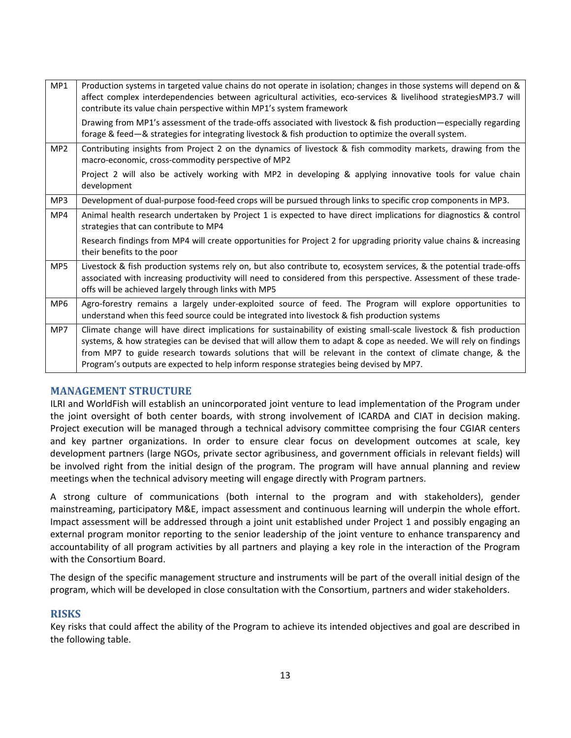| | |
|---|---|
| MP1 | Production systems in targeted value chains do not operate in isolation; changes in those systems will depend on & affect complex interdependencies between agricultural activities, eco-services & livelihood strategiesMP3.7 will contribute its value chain perspective within MP1's system framework<br><br>Drawing from MP1's assessment of the trade-offs associated with livestock & fish production—especially regarding forage & feed—& strategies for integrating livestock & fish production to optimize the overall system. |
| MP2 | Contributing insights from Project 2 on the dynamics of livestock & fish commodity markets, drawing from the macro-economic, cross-commodity perspective of MP2<br><br>Project 2 will also be actively working with MP2 in developing & applying innovative tools for value chain development |
| MP3 | Development of dual-purpose food-feed crops will be pursued through links to specific crop components in MP3. |
| MP4 | Animal health research undertaken by Project 1 is expected to have direct implications for diagnostics & control strategies that can contribute to MP4<br><br>Research findings from MP4 will create opportunities for Project 2 for upgrading priority value chains & increasing their benefits to the poor |
| MP5 | Livestock & fish production systems rely on, but also contribute to, ecosystem services, & the potential trade-offs associated with increasing productivity will need to considered from this perspective. Assessment of these trade-offs will be achieved largely through links with MP5 |
| MP6 | Agro-forestry remains a largely under-exploited source of feed. The Program will explore opportunities to understand when this feed source could be integrated into livestock & fish production systems |
| MP7 | Climate change will have direct implications for sustainability of existing small-scale livestock & fish production systems, & how strategies can be devised that will allow them to adapt & cope as needed. We will rely on findings from MP7 to guide research towards solutions that will be relevant in the context of climate change, & the Program's outputs are expected to help inform response strategies being devised by MP7. |

## MANAGEMENT STRUCTURE

ILRI and WorldFish will establish an unincorporated joint venture to lead implementation of the Program under the joint oversight of both center boards, with strong involvement of ICARDA and CIAT in decision making. Project execution will be managed through a technical advisory committee comprising the four CGIAR centers and key partner organizations. In order to ensure clear focus on development outcomes at scale, key development partners (large NGOs, private sector agribusiness, and government officials in relevant fields) will be involved right from the initial design of the program. The program will have annual planning and review meetings when the technical advisory meeting will engage directly with Program partners.

A strong culture of communications (both internal to the program and with stakeholders), gender mainstreaming, participatory M&E, impact assessment and continuous learning will underpin the whole effort. Impact assessment will be addressed through a joint unit established under Project 1 and possibly engaging an external program monitor reporting to the senior leadership of the joint venture to enhance transparency and accountability of all program activities by all partners and playing a key role in the interaction of the Program with the Consortium Board.

The design of the specific management structure and instruments will be part of the overall initial design of the program, which will be developed in close consultation with the Consortium, partners and wider stakeholders.

## RISKS

Key risks that could affect the ability of the Program to achieve its intended objectives and goal are described in the following table.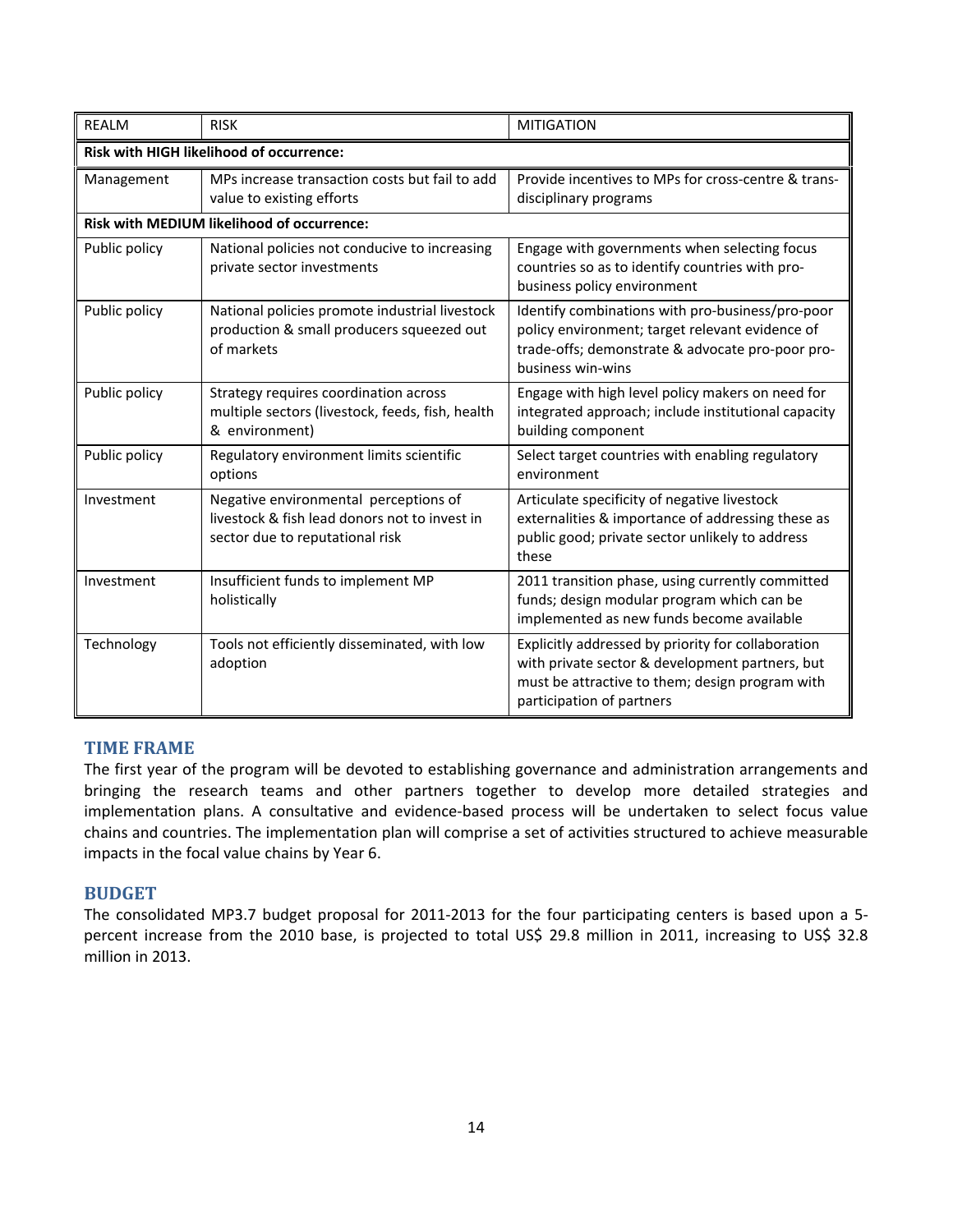| REALM | RISK | MITIGATION |
|---|---|---|
| **Risk with HIGH likelihood of occurrence:** | | |
| Management | MPs increase transaction costs but fail to add value to existing efforts | Provide incentives to MPs for cross-centre & trans-disciplinary programs |
| **Risk with MEDIUM likelihood of occurrence:** | | |
| Public policy | National policies not conducive to increasing private sector investments | Engage with governments when selecting focus countries so as to identify countries with pro-business policy environment |
| Public policy | National policies promote industrial livestock production & small producers squeezed out of markets | Identify combinations with pro-business/pro-poor policy environment; target relevant evidence of trade-offs; demonstrate & advocate pro-poor pro-business win-wins |
| Public policy | Strategy requires coordination across multiple sectors (livestock, feeds, fish, health & environment) | Engage with high level policy makers on need for integrated approach; include institutional capacity building component |
| Public policy | Regulatory environment limits scientific options | Select target countries with enabling regulatory environment |
| Investment | Negative environmental perceptions of livestock & fish lead donors not to invest in sector due to reputational risk | Articulate specificity of negative livestock externalities & importance of addressing these as public good; private sector unlikely to address these |
| Investment | Insufficient funds to implement MP holistically | 2011 transition phase, using currently committed funds; design modular program which can be implemented as new funds become available |
| Technology | Tools not efficiently disseminated, with low adoption | Explicitly addressed by priority for collaboration with private sector & development partners, but must be attractive to them; design program with participation of partners |

## TIME FRAME

The first year of the program will be devoted to establishing governance and administration arrangements and bringing the research teams and other partners together to develop more detailed strategies and implementation plans. A consultative and evidence-based process will be undertaken to select focus value chains and countries. The implementation plan will comprise a set of activities structured to achieve measurable impacts in the focal value chains by Year 6.

## BUDGET

The consolidated MP3.7 budget proposal for 2011-2013 for the four participating centers is based upon a 5-percent increase from the 2010 base, is projected to total US$ 29.8 million in 2011, increasing to US$ 32.8 million in 2013.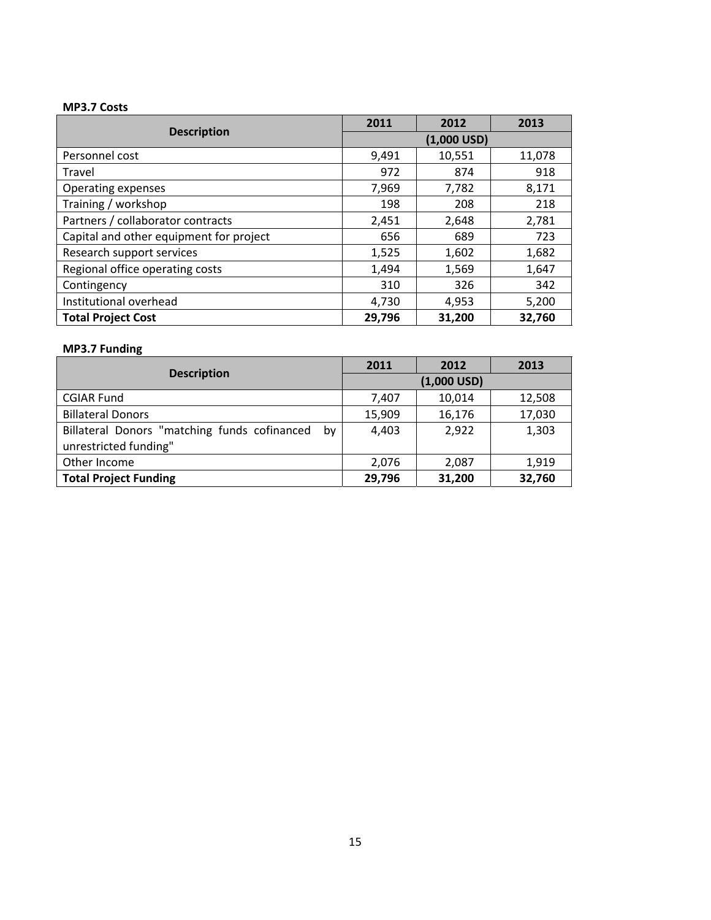**MP3.7 Costs**

| Description | 2011 | 2012 | 2013 |
|---|---|---|---|
| | (1,000 USD) | | |
| Personnel cost | 9,491 | 10,551 | 11,078 |
| Travel | 972 | 874 | 918 |
| Operating expenses | 7,969 | 7,782 | 8,171 |
| Training / workshop | 198 | 208 | 218 |
| Partners / collaborator contracts | 2,451 | 2,648 | 2,781 |
| Capital and other equipment for project | 656 | 689 | 723 |
| Research support services | 1,525 | 1,602 | 1,682 |
| Regional office operating costs | 1,494 | 1,569 | 1,647 |
| Contingency | 310 | 326 | 342 |
| Institutional overhead | 4,730 | 4,953 | 5,200 |
| **Total Project Cost** | **29,796** | **31,200** | **32,760** |

**MP3.7 Funding**

| Description | 2011 | 2012 | 2013 |
|---|---|---|---|
| | (1,000 USD) | | |
| CGIAR Fund | 7,407 | 10,014 | 12,508 |
| Billateral Donors | 15,909 | 16,176 | 17,030 |
| Billateral Donors "matching funds cofinanced by unrestricted funding" | 4,403 | 2,922 | 1,303 |
| Other Income | 2,076 | 2,087 | 1,919 |
| **Total Project Funding** | **29,796** | **31,200** | **32,760** |